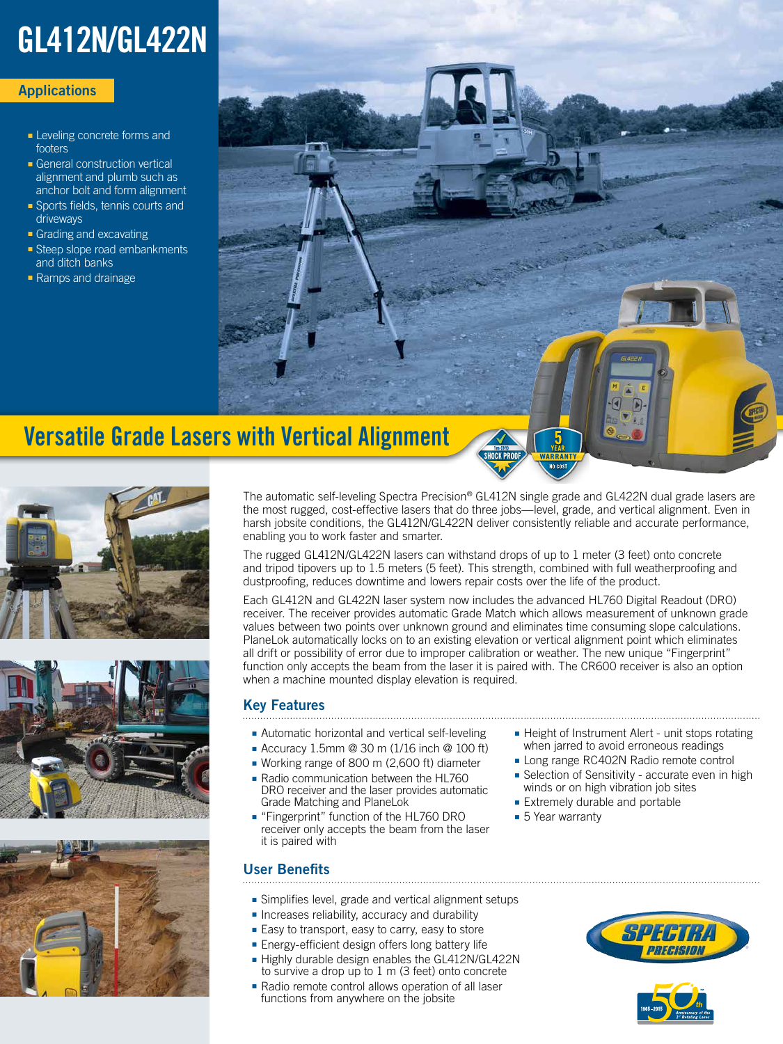# GL412N/GL422N

## Applications

- Leveling concrete forms and footers
- General construction vertical alignment and plumb such as anchor bolt and form alignment
- Sports fields, tennis courts and driveways
- Grading and excavating
- Steep slope road embankments and ditch banks
- Ramps and drainage

## Versatile Grade Lasers with Vertical Alignment

The automatic self-leveling Spectra Precision® GL412N single grade and GL422N dual grade lasers are the most rugged, cost-effective lasers that do three jobs—level, grade, and vertical alignment. Even in harsh jobsite conditions, the GL412N/GL422N deliver consistently reliable and accurate performance, enabling you to work faster and smarter.

The rugged GL412N/GL422N lasers can withstand drops of up to 1 meter (3 feet) onto concrete and tripod tipovers up to 1.5 meters (5 feet). This strength, combined with full weatherproofing and dustproofing, reduces downtime and lowers repair costs over the life of the product.

Each GL412N and GL422N laser system now includes the advanced HL760 Digital Readout (DRO) receiver. The receiver provides automatic Grade Match which allows measurement of unknown grade values between two points over unknown ground and eliminates time consuming slope calculations. PlaneLok automatically locks on to an existing elevation or vertical alignment point which eliminates all drift or possibility of error due to improper calibration or weather. The new unique "Fingerprint" function only accepts the beam from the laser it is paired with. The CR600 receiver is also an option when a machine mounted display elevation is required.

### Key Features

- Automatic horizontal and vertical self-leveling
- Accuracy 1.5mm @ 30 m (1/16 inch @ 100 ft)
- Working range of 800 m (2,600 ft) diameter
- Radio communication between the HL760 DRO receiver and the laser provides automatic Grade Matching and PlaneLok
- "Fingerprint" function of the HL760 DRO receiver only accepts the beam from the laser it is paired with
- Height of Instrument Alert - unit stops rotating when jarred to avoid erroneous readings
- Long range RC402N Radio remote control
- Selection of Sensitivity - accurate even in high winds or on high vibration job sites
- Extremely durable and portable
- 5 Year warranty

### User Benefits

- Simplifies level, grade and vertical alignment setups
- Increases reliability, accuracy and durability
- Easy to transport, easy to carry, easy to store
- Energy-efficient design offers long battery life
- Highly durable design enables the GL412N/GL422N to survive a drop up to 1 m (3 feet) onto concrete
- Radio remote control allows operation of all laser functions from anywhere on the jobsite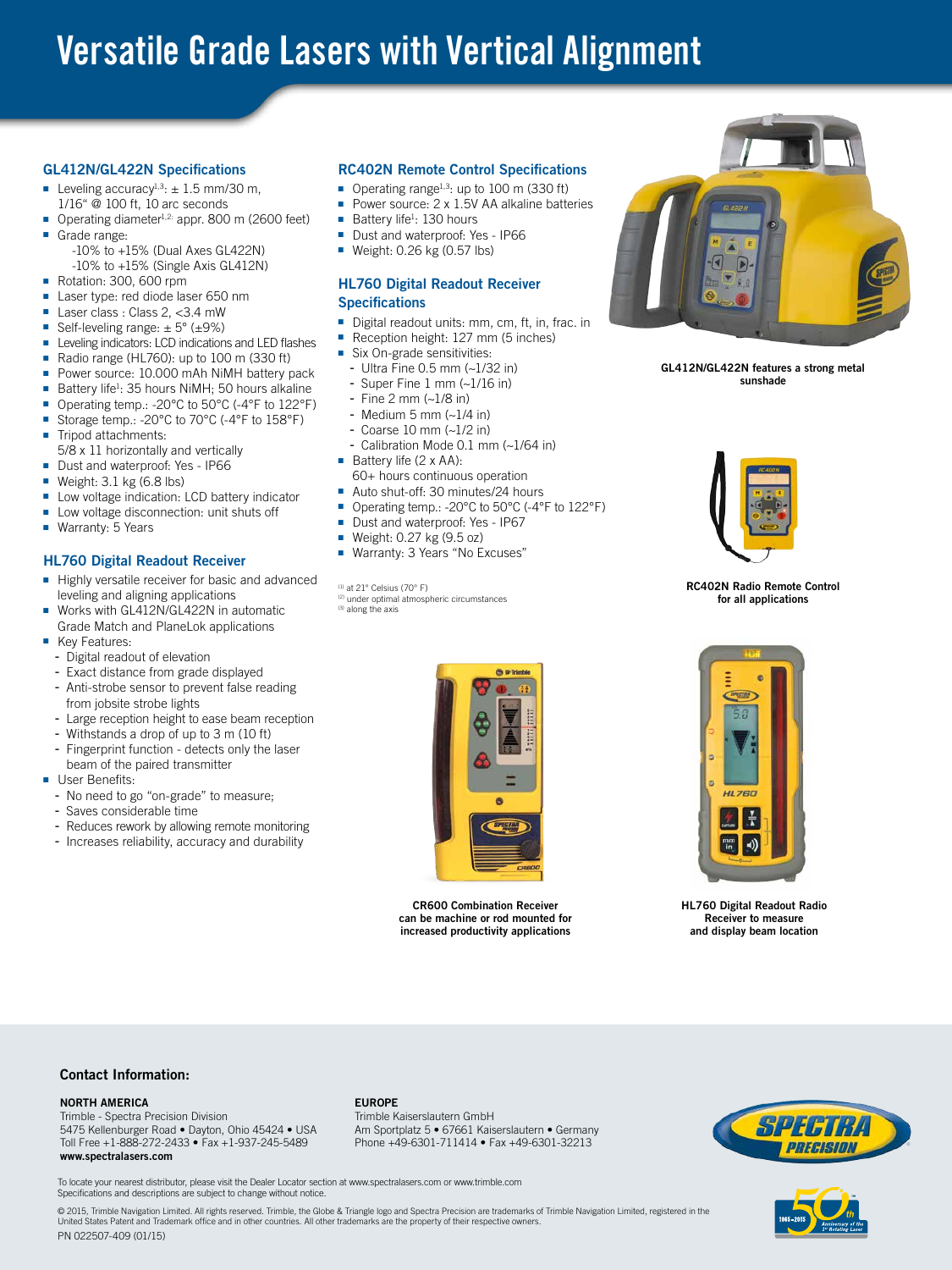# Versatile Grade Lasers with Vertical Alignment

## GL412N/GL422N Specifications

- Leveling accuracy[1,3]: ± 1.5 mm/30 m, 1/16" @ 100 ft, 10 arc seconds
- Operating diameter[1,2]: appr. 800 m (2600 feet)
- Grade range:
  - -10% to +15% (Dual Axes GL422N)
  - -10% to +15% (Single Axis GL412N)
- Rotation: 300, 600 rpm
- Laser type: red diode laser 650 nm
- Laser class : Class 2, <3.4 mW
- Self-leveling range: ± 5° (±9%)
- Leveling indicators: LCD indications and LED flashes
- Radio range (HL760): up to 100 m (330 ft)
- Power source: 10.000 mAh NiMH battery pack
- Battery life[1]: 35 hours NiMH; 50 hours alkaline
- Operating temp.: -20°C to 50°C (-4°F to 122°F)
- Storage temp.: -20°C to 70°C (-4°F to 158°F)
- Tripod attachments: 5/8 x 11 horizontally and vertically
- Dust and waterproof: Yes - IP66
- Weight: 3.1 kg (6.8 lbs)
- Low voltage indication: LCD battery indicator
- Low voltage disconnection: unit shuts off
- Warranty: 5 Years

## HL760 Digital Readout Receiver

- Highly versatile receiver for basic and advanced leveling and aligning applications
- Works with GL412N/GL422N in automatic Grade Match and PlaneLok applications
- Key Features:
  - Digital readout of elevation
  - Exact distance from grade displayed
  - Anti-strobe sensor to prevent false reading from jobsite strobe lights
  - Large reception height to ease beam reception
  - Withstands a drop of up to 3 m (10 ft)
  - Fingerprint function - detects only the laser beam of the paired transmitter
- User Benefits:
  - No need to go "on-grade" to measure;
  - Saves considerable time
  - Reduces rework by allowing remote monitoring
  - Increases reliability, accuracy and durability

## RC402N Remote Control Specifications

- Operating range[1,3]: up to 100 m (330 ft)
- Power source: 2 x 1.5V AA alkaline batteries
- Battery life[1]: 130 hours
- Dust and waterproof: Yes - IP66
- Weight: 0.26 kg (0.57 lbs)

## HL760 Digital Readout Receiver Specifications

- Digital readout units: mm, cm, ft, in, frac. in
- Reception height: 127 mm (5 inches)
- Six On-grade sensitivities:
  - Ultra Fine 0.5 mm (~1/32 in)
  - Super Fine 1 mm (~1/16 in)
  - Fine 2 mm (~1/8 in)
  - Medium 5 mm (~1/4 in)
  - Coarse 10 mm (~1/2 in)
  - Calibration Mode 0.1 mm (~1/64 in)
- Battery life (2 x AA): 60+ hours continuous operation
- Auto shut-off: 30 minutes/24 hours
- Operating temp.: -20°C to 50°C (-4°F to 122°F)
- Dust and waterproof: Yes - IP67
- Weight: 0.27 kg (9.5 oz)
- Warranty: 3 Years "No Excuses"

[1] at 21° Celsius (70° F)
[2] under optimal atmospheric circumstances
[3] along the axis

**GL412N/GL422N features a strong metal sunshade**

**RC402N Radio Remote Control for all applications**

**CR600 Combination Receiver can be machine or rod mounted for increased productivity applications**

**HL760 Digital Readout Radio Receiver to measure and display beam location**

### Contact Information:

**NORTH AMERICA**
Trimble - Spectra Precision Division
5475 Kellenburger Road • Dayton, Ohio 45424 • USA
Toll Free +1-888-272-2433 • Fax +1-937-245-5489
**www.spectralasers.com**

**EUROPE**
Trimble Kaiserslautern GmbH
Am Sportplatz 5 • 67661 Kaiserslautern • Germany
Phone +49-6301-711414 • Fax +49-6301-32213

To locate your nearest distributor, please visit the Dealer Locator section at www.spectralasers.com or www.trimble.com
Specifications and descriptions are subject to change without notice.

© 2015, Trimble Navigation Limited. All rights reserved. Trimble, the Globe & Triangle logo and Spectra Precision are trademarks of Trimble Navigation Limited, registered in the United States Patent and Trademark office and in other countries. All other trademarks are the property of their respective owners.
PN 022507-409 (01/15)